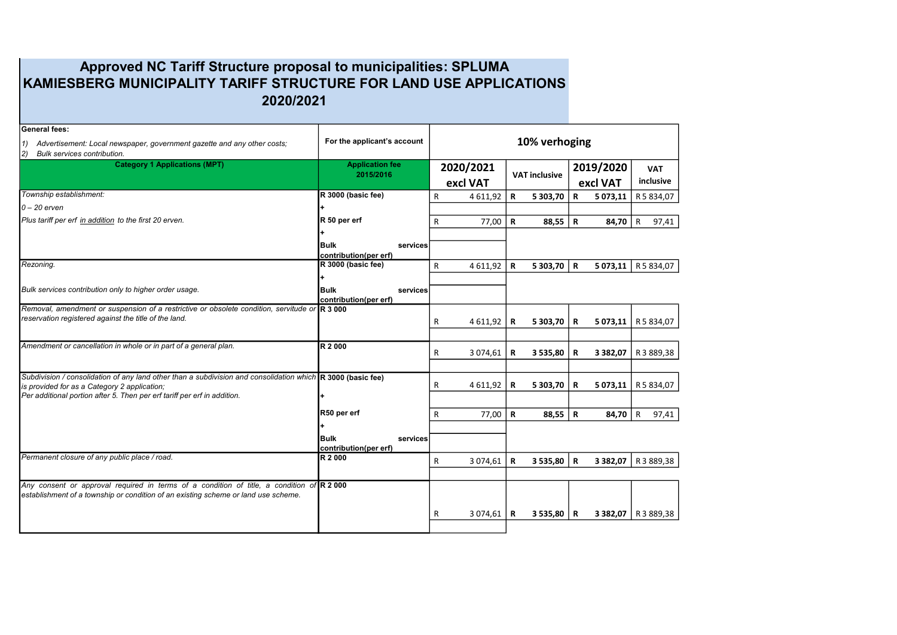# Approved NC Tariff Structure proposal to municipalities: SPLUMA
# KAMIESBERG MUNICIPALITY TARIFF STRUCTURE FOR LAND USE APPLICATIONS
# 2020/2021

| **General fees:**<br>*1) Advertisement: Local newspaper, government gazette and any other costs;*<br>*2) Bulk services contribution.* | **For the applicant's account** | **10% verhoging** | | | |
|---|---|---|---|---|---|
| **Category 1 Applications (MPT)** | **Application fee 2015/2016** | **2020/2021 excl VAT** | **VAT inclusive** | **2019/2020 excl VAT** | **VAT inclusive** |
| *Township establishment:*<br>*0 – 20 erven* | **R 3000 (basic fee)**<br>**+** | R 4 611,92 | **R 5 303,70** | **R 5 073,11** | R 5 834,07 |
| *Plus tariff per erf in addition to the first 20 erven.* | **R 50 per erf**<br>**+**<br>**Bulk services contribution(per erf)** | R 77,00 | **R 88,55** | **R 84,70** | R 97,41 |
| *Rezoning.*<br>*Bulk services contribution only to higher order usage.* | **R 3000 (basic fee)**<br>**+**<br>**Bulk services contribution(per erf)** | R 4 611,92 | **R 5 303,70** | **R 5 073,11** | R 5 834,07 |
| *Removal, amendment or suspension of a restrictive or obsolete condition, servitude or reservation registered against the title of the land.* | **R 3 000** | R 4 611,92 | **R 5 303,70** | **R 5 073,11** | R 5 834,07 |
| *Amendment or cancellation in whole or in part of a general plan.* | **R 2 000** | R 3 074,61 | **R 3 535,80** | **R 3 382,07** | R 3 889,38 |
| *Subdivision / consolidation of any land other than a subdivision and consolidation which is provided for as a Category 2 application;*<br>*Per additional portion after 5. Then per erf tariff per erf in addition.* | **R 3000 (basic fee)**<br>**+** | R 4 611,92 | **R 5 303,70** | **R 5 073,11** | R 5 834,07 |
| | **R50 per erf**<br>**+**<br>**Bulk services contribution(per erf)** | R 77,00 | **R 88,55** | **R 84,70** | R 97,41 |
| *Permanent closure of any public place / road.* | **R 2 000** | R 3 074,61 | **R 3 535,80** | **R 3 382,07** | R 3 889,38 |
| *Any consent or approval required in terms of a condition of title, a condition of establishment of a township or condition of an existing scheme or land use scheme.* | **R 2 000** | R 3 074,61 | **R 3 535,80** | **R 3 382,07** | R 3 889,38 |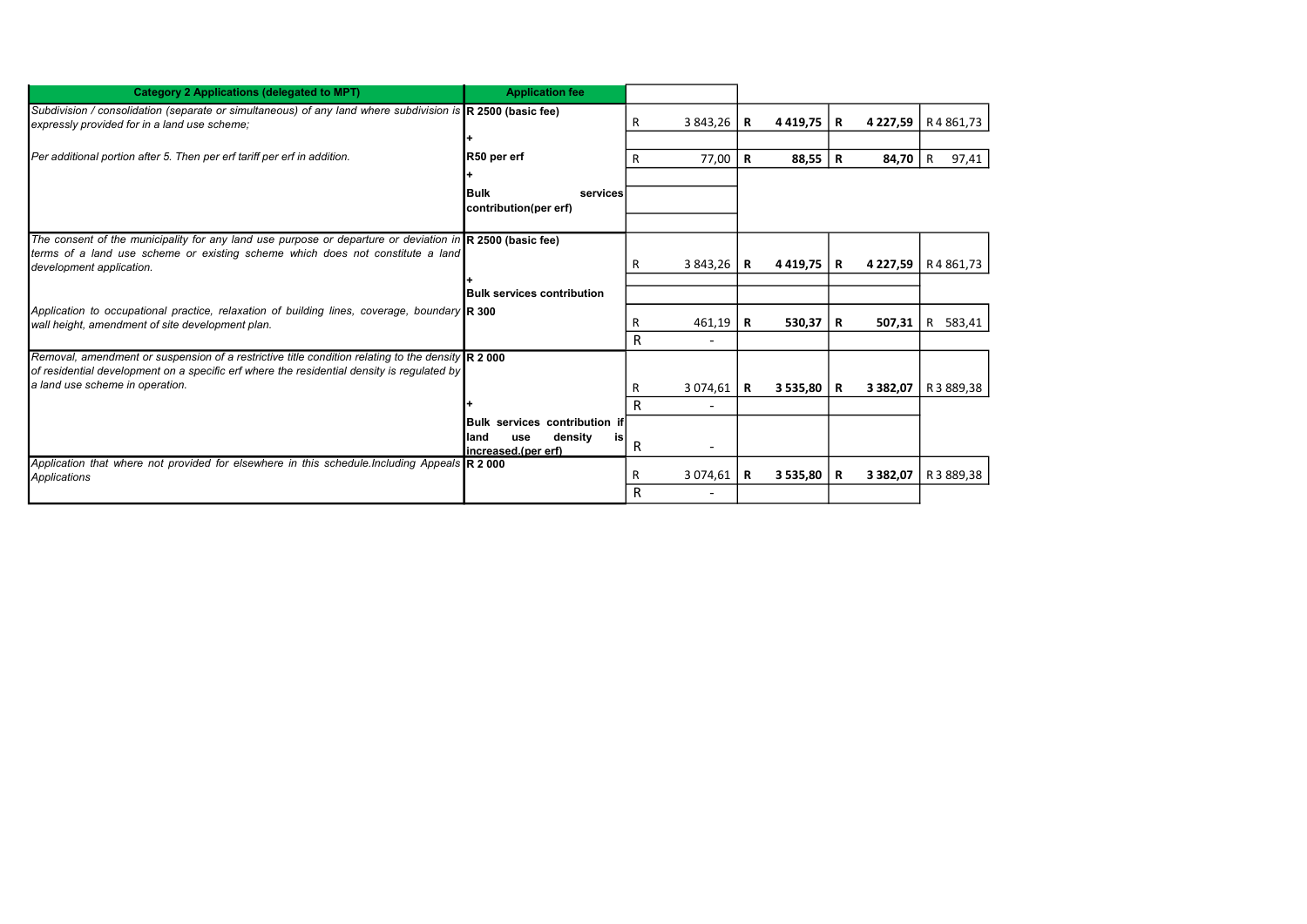| Category 2 Applications (delegated to MPT) | Application fee | | | | |
|---|---|---|---|---|---|
| *Subdivision / consolidation (separate or simultaneous) of any land where subdivision is expressly provided for in a land use scheme;* | **R 2500 (basic fee)** | R 3 843,26 | **R 4 419,75** | **R 4 227,59** | R 4 861,73 |
| | **+** | | | | |
| *Per additional portion after 5. Then per erf tariff per erf in addition.* | **R50 per erf** | R 77,00 | **R 88,55** | **R 84,70** | R 97,41 |
| | **+** | | | | |
| | **Bulk services contribution(per erf)** | | | | |
| | | | | | |
| *The consent of the municipality for any land use purpose or departure or deviation in terms of a land use scheme or existing scheme which does not constitute a land development application.* | **R 2500 (basic fee)** | R 3 843,26 | **R 4 419,75** | **R 4 227,59** | R 4 861,73 |
| | **+** | | | | |
| | **Bulk services contribution** | | | | |
| *Application to occupational practice, relaxation of building lines, coverage, boundary wall height, amendment of site development plan.* | **R 300** | R 461,19 | **R 530,37** | **R 507,31** | R 583,41 |
| | | R - | | | |
| *Removal, amendment or suspension of a restrictive title condition relating to the density of residential development on a specific erf where the residential density is regulated by a land use scheme in operation.* | **R 2 000** | R 3 074,61 | **R 3 535,80** | **R 3 382,07** | R 3 889,38 |
| | **+** | R - | | | |
| | **Bulk services contribution if land use density is increased.(per erf)** | R - | | | |
| *Application that where not provided for elsewhere in this schedule.Including Appeals Applications* | **R 2 000** | R 3 074,61 | **R 3 535,80** | **R 3 382,07** | R 3 889,38 |
| | | R - | | | |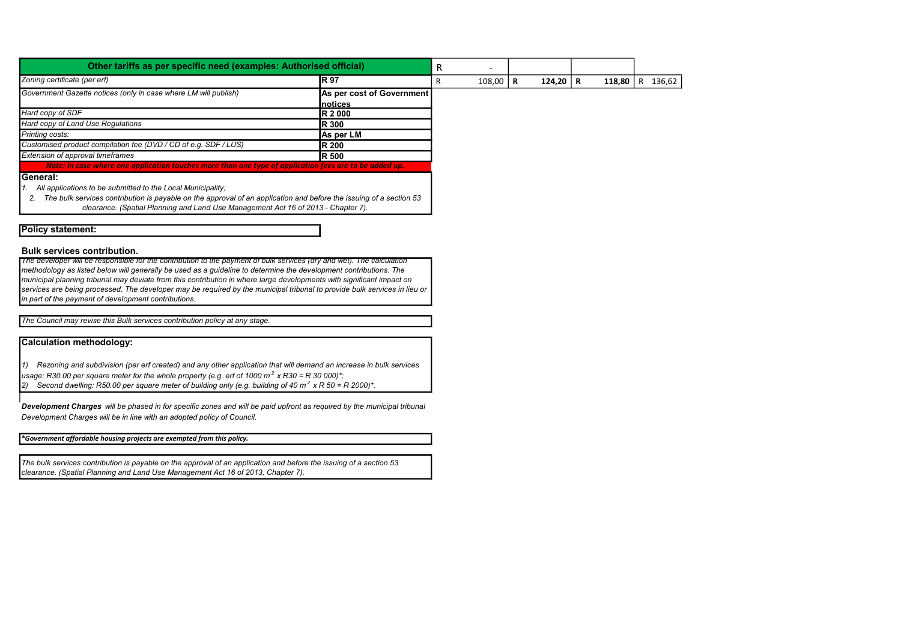| Other tariffs as per specific need (examples: Authorised official) | | R - | | | |
|---|---|---|---|---|---|
| Zoning certificate (per erf) | R 97 | R 108,00 | R 124,20 | R 118,80 | R 136,62 |
| Government Gazette notices (only in case where LM will publish) | As per cost of Government notices | | | | |
| Hard copy of SDF | R 2 000 | | | | |
| Hard copy of Land Use Regulations | R 300 | | | | |
| Printing costs: | As per LM | | | | |
| Customised product compilation fee (DVD / CD of e.g. SDF / LUS) | R 200 | | | | |
| Extension of approval timeframes | R 500 | | | | |

*Note: In case where one application touches more than one type of application fees are to be added up.*

**General:**

1. *All applications to be submitted to the Local Municipality;*
2. *The bulk services contribution is payable on the approval of an application and before the issuing of a section 53 clearance. (Spatial Planning and Land Use Management Act 16 of 2013 - Chapter 7).*

**Policy statement:**

**Bulk services contribution.**

*The developer will be responsible for the contribution to the payment of bulk services (dry and wet). The calculation methodology as listed below will generally be used as a guideline to determine the development contributions. The municipal planning tribunal may deviate from this contribution in where large developments with significant impact on services are being processed. The developer may be required by the municipal tribunal to provide bulk services in lieu or in part of the payment of development contributions.*

*The Council may revise this Bulk services contribution policy at any stage.*

**Calculation methodology:**

1) *Rezoning and subdivision (per erf created) and any other application that will demand an increase in bulk services usage: R30.00 per square meter for the whole property (e.g. erf of 1000 $m^2$ x R30 = R 30 000)*;*
2) *Second dwelling: R50.00 per square meter of building only (e.g. building of 40 $m^2$ x R 50 = R 2000)*.*

***Development Charges*** *will be phased in for specific zones and will be paid upfront as required by the municipal tribunal Development Charges will be in line with an adopted policy of Council.*

***Government affordable housing projects are exempted from this policy.***

*The bulk services contribution is payable on the approval of an application and before the issuing of a section 53 clearance. (Spatial Planning and Land Use Management Act 16 of 2013, Chapter 7).*